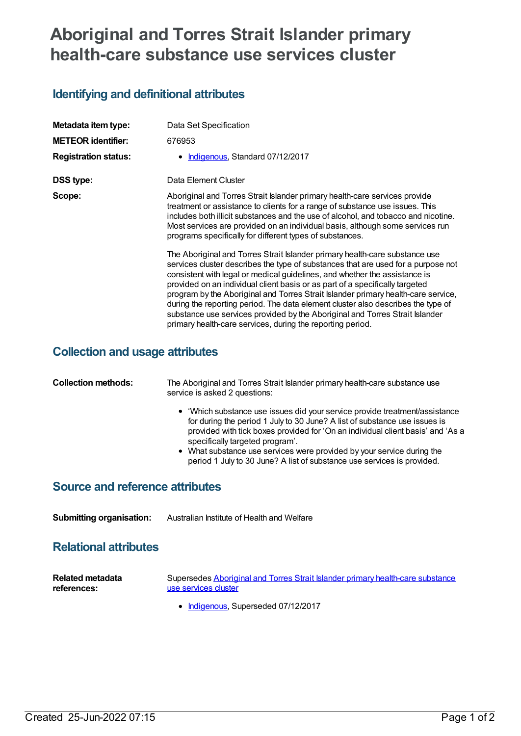# Aboriginal and Torres Strait Islander primary health-care substance use services cluster

## Identifying and definitional attributes

| | |
|---|---|
| **Metadata item type:** | Data Set Specification |
| **METEOR identifier:** | 676953 |
| **Registration status:** | • Indigenous, Standard 07/12/2017 |
| **DSS type:** | Data Element Cluster |
| **Scope:** | Aboriginal and Torres Strait Islander primary health-care services provide treatment or assistance to clients for a range of substance use issues. This includes both illicit substances and the use of alcohol, and tobacco and nicotine. Most services are provided on an individual basis, although some services run programs specifically for different types of substances.<br><br>The Aboriginal and Torres Strait Islander primary health-care substance use services cluster describes the type of substances that are used for a purpose not consistent with legal or medical guidelines, and whether the assistance is provided on an individual client basis or as part of a specifically targeted program by the Aboriginal and Torres Strait Islander primary health-care service, during the reporting period. The data element cluster also describes the type of substance use services provided by the Aboriginal and Torres Strait Islander primary health-care services, during the reporting period. |

## Collection and usage attributes

**Collection methods:**

The Aboriginal and Torres Strait Islander primary health-care substance use service is asked 2 questions:

- 'Which substance use issues did your service provide treatment/assistance for during the period 1 July to 30 June? A list of substance use issues is provided with tick boxes provided for 'On an individual client basis' and 'As a specifically targeted program'.
- What substance use services were provided by your service during the period 1 July to 30 June? A list of substance use services is provided.

## Source and reference attributes

**Submitting organisation:** Australian Institute of Health and Welfare

## Relational attributes

**Related metadata references:**

Supersedes Aboriginal and Torres Strait Islander primary health-care substance use services cluster

- Indigenous, Superseded 07/12/2017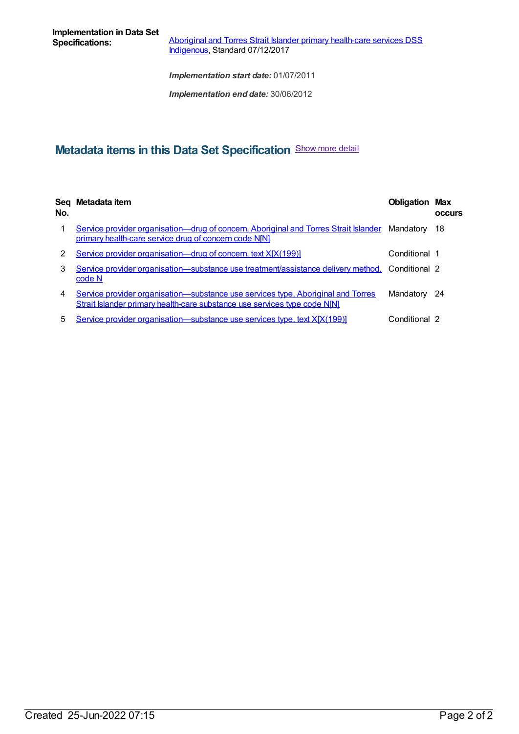**Implementation in Data Set Specifications:**

Aboriginal and Torres Strait Islander primary health-care services DSS Indigenous, Standard 07/12/2017

*Implementation start date:* 01/07/2011

*Implementation end date:* 30/06/2012

## Metadata items in this Data Set Specification Show more detail

| Seq No. | Metadata item | Obligation | Max occurs |
| --- | --- | --- | --- |
| 1 | Service provider organisation—drug of concern, Aboriginal and Torres Strait Islander primary health-care service drug of concern code N[N] | Mandatory | 18 |
| 2 | Service provider organisation—drug of concern, text X[X(199)] | Conditional | 1 |
| 3 | Service provider organisation—substance use treatment/assistance delivery method, code N | Conditional | 2 |
| 4 | Service provider organisation—substance use services type, Aboriginal and Torres Strait Islander primary health-care substance use services type code N[N] | Mandatory | 24 |
| 5 | Service provider organisation—substance use services type, text X[X(199)] | Conditional | 2 |